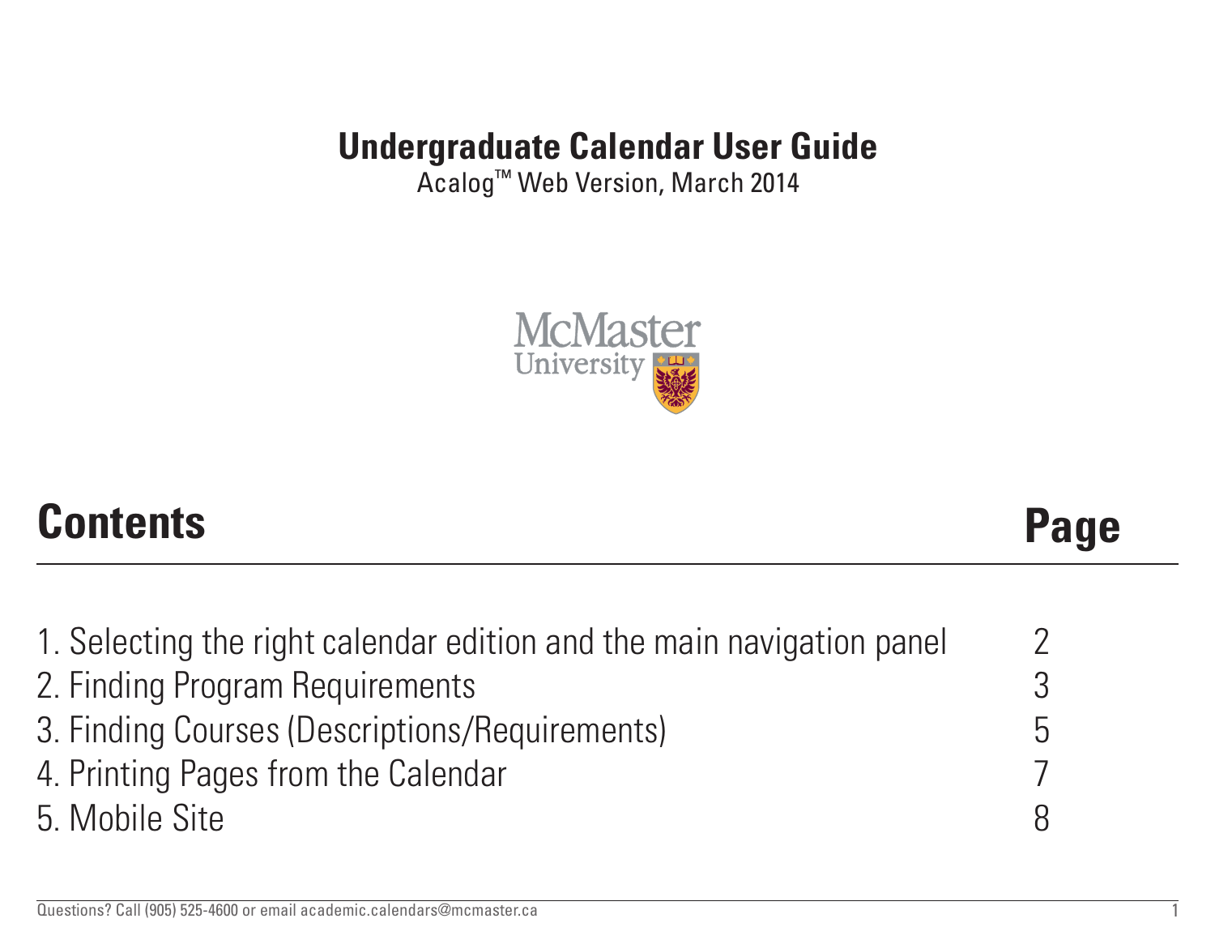# Undergraduate Calendar User Guide

Acalog™ Web Version, March 2014

McMaster University

## Contents

| Contents | Page |
| --- | --- |
| 1. Selecting the right calendar edition and the main navigation panel | 2 |
| 2. Finding Program Requirements | 3 |
| 3. Finding Courses (Descriptions/Requirements) | 5 |
| 4. Printing Pages from the Calendar | 7 |
| 5. Mobile Site | 8 |

Questions? Call (905) 525-4600 or email academic.calendars@mcmaster.ca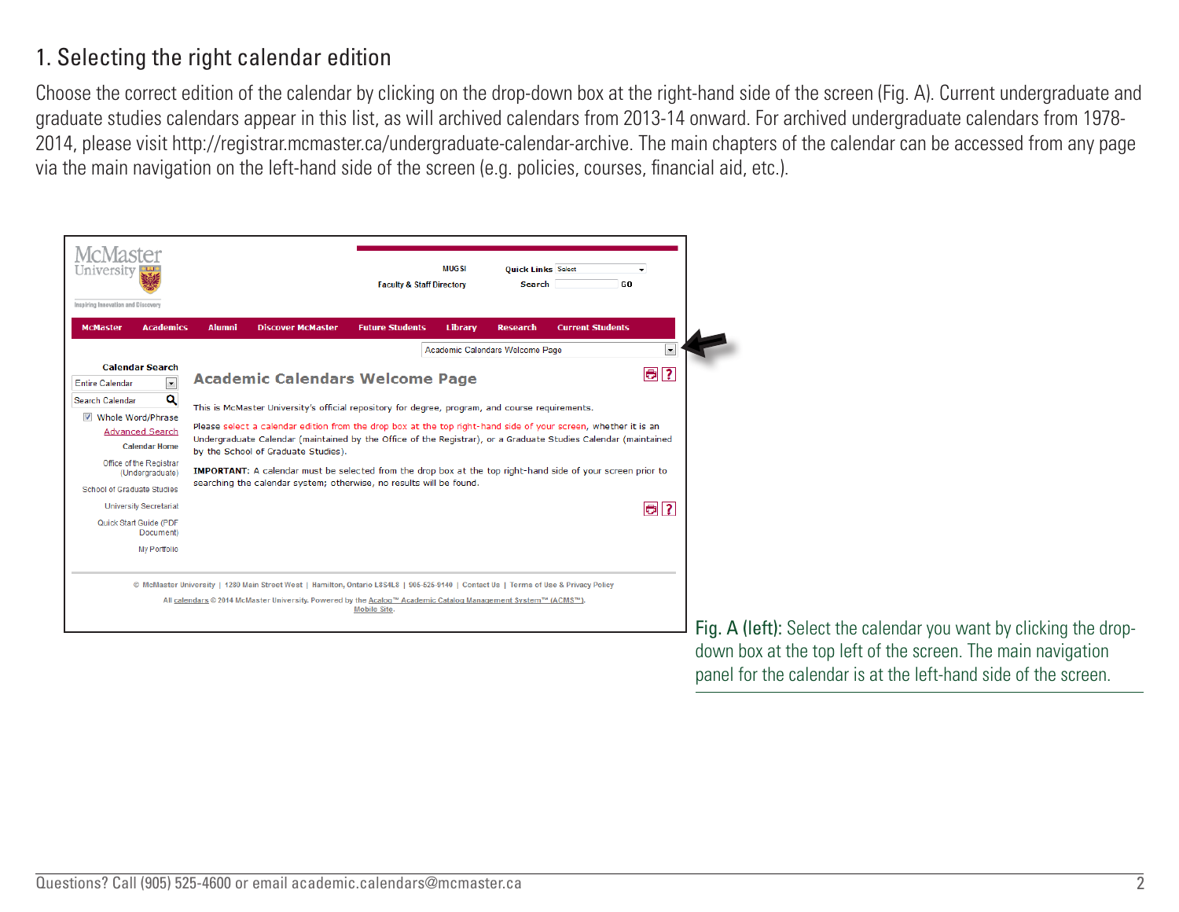## 1. Selecting the right calendar edition

Choose the correct edition of the calendar by clicking on the drop-down box at the right-hand side of the screen (Fig. A). Current undergraduate and graduate studies calendars appear in this list, as will archived calendars from 2013-14 onward. For archived undergraduate calendars from 1978-2014, please visit http://registrar.mcmaster.ca/undergraduate-calendar-archive. The main chapters of the calendar can be accessed from any page via the main navigation on the left-hand side of the screen (e.g. policies, courses, financial aid, etc.).

**Fig. A (left):** Select the calendar you want by clicking the drop-down box at the top left of the screen. The main navigation panel for the calendar is at the left-hand side of the screen.

Questions? Call (905) 525-4600 or email academic.calendars@mcmaster.ca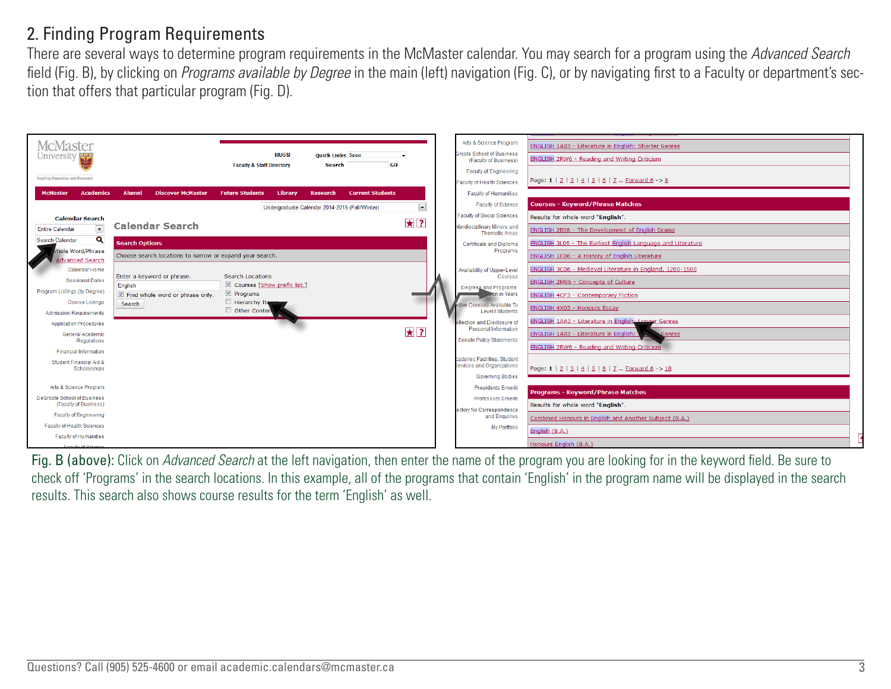## 2. Finding Program Requirements

There are several ways to determine program requirements in the McMaster calendar. You may search for a program using the *Advanced Search* field (Fig. B), by clicking on *Programs available by Degree* in the main (left) navigation (Fig. C), or by navigating first to a Faculty or department's section that offers that particular program (Fig. D).

Fig. B (above): Click on *Advanced Search* at the left navigation, then enter the name of the program you are looking for in the keyword field. Be sure to check off 'Programs' in the search locations. In this example, all of the programs that contain 'English' in the program name will be displayed in the search results. This search also shows course results for the term 'English' as well.

Questions? Call (905) 525-4600 or email academic.calendars@mcmaster.ca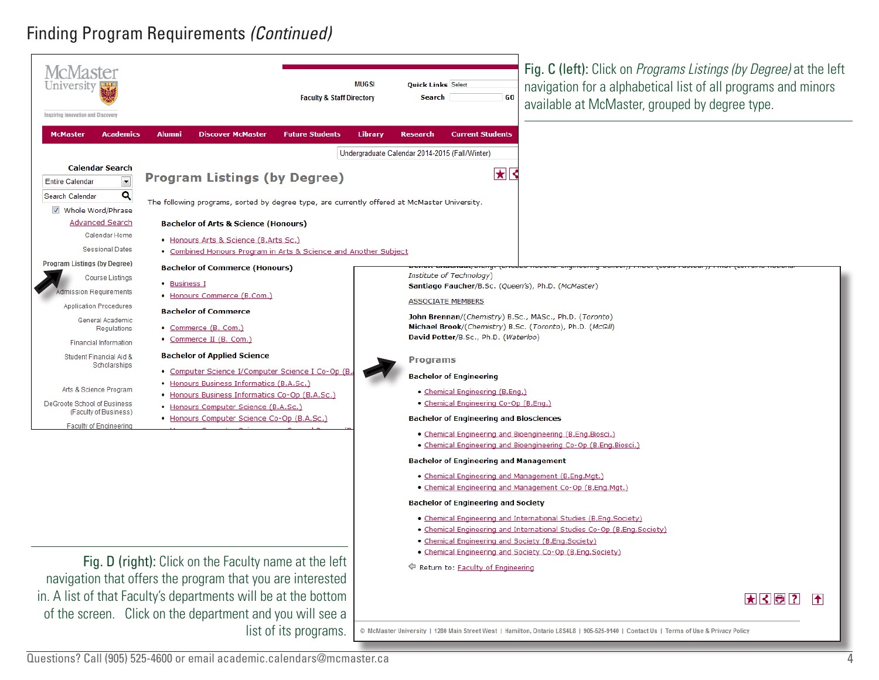# Finding Program Requirements *(Continued)*

McMaster University

Inspiring Innovation and Discovery

MUGSI

Quick Links Select

Faculty & Staff Directory

Search GO

McMaster | Academics | Alumni | Discover McMaster | Future Students | Library | Research | Current Students

Undergraduate Calendar 2014-2015 (Fall/Winter)

**Calendar Search**

Entire Calendar

Search Calendar

Whole Word/Phrase

Advanced Search

Calendar Home

Sessional Dates

Program Listings (by Degree)

Course Listings

Admission Requirements

Application Procedures

General Academic Regulations

Financial Information

Student Financial Aid & Scholarships

Arts & Science Program

DeGroote School of Business (Faculty of Business)

Faculty of Engineering

## Program Listings (by Degree)

The following programs, sorted by degree type, are currently offered at McMaster University.

**Bachelor of Arts & Science (Honours)**

- Honours Arts & Science (B.Arts Sc.)
- Combined Honours Program in Arts & Science and Another Subject

**Bachelor of Commerce (Honours)**

- Business I
- Honours Commerce (B.Com.)

**Bachelor of Commerce**

- Commerce (B. Com.)
- Commerce II (B. Com.)

**Bachelor of Applied Science**

- Computer Science I/Computer Science I Co-Op (B.
- Honours Business Informatics (B.A.Sc.)
- Honours Business Informatics Co-Op (B.A.Sc.)
- Honours Computer Science (B.A.Sc.)
- Honours Computer Science Co-Op (B.A.Sc.)

**Fig. C (left):** Click on *Programs Listings (by Degree)* at the left navigation for a alphabetical list of all programs and minors available at McMaster, grouped by degree type.

Institute of Technology)

**Santiago Faucher**/B.Sc. (*Queen's*), Ph.D. (*McMaster*)

ASSOCIATE MEMBERS

**John Brennan**/(*Chemistry*) B.Sc., MASc., Ph.D. (*Toronto*)

**Michael Brook**/(*Chemistry*) B.Sc. (*Toronto*), Ph.D. (*McGill*)

**David Potter**/B.Sc., Ph.D. (*Waterloo*)

### Programs

**Bachelor of Engineering**

- Chemical Engineering (B.Eng.)
- Chemical Engineering Co-Op (B.Eng.)

**Bachelor of Engineering and Biosciences**

- Chemical Engineering and Bioengineering (B.Eng.Biosci.)
- Chemical Engineering and Bioengineering Co-Op (B.Eng.Biosci.)

**Bachelor of Engineering and Management**

- Chemical Engineering and Management (B.Eng.Mgt.)
- Chemical Engineering and Management Co-Op (B.Eng.Mgt.)

**Bachelor of Engineering and Society**

- Chemical Engineering and International Studies (B.Eng.Society)
- Chemical Engineering and International Studies Co-Op (B.Eng.Society)
- Chemical Engineering and Society (B.Eng.Society)
- Chemical Engineering and Society Co-Op (B.Eng.Society)

Return to: Faculty of Engineering

© McMaster University | 1280 Main Street West | Hamilton, Ontario L8S4L8 | 905-525-9140 | Contact Us | Terms of Use & Privacy Policy

**Fig. D (right):** Click on the Faculty name at the left navigation that offers the program that you are interested in. A list of that Faculty's departments will be at the bottom of the screen. Click on the department and you will see a list of its programs.

Questions? Call (905) 525-4600 or email academic.calendars@mcmaster.ca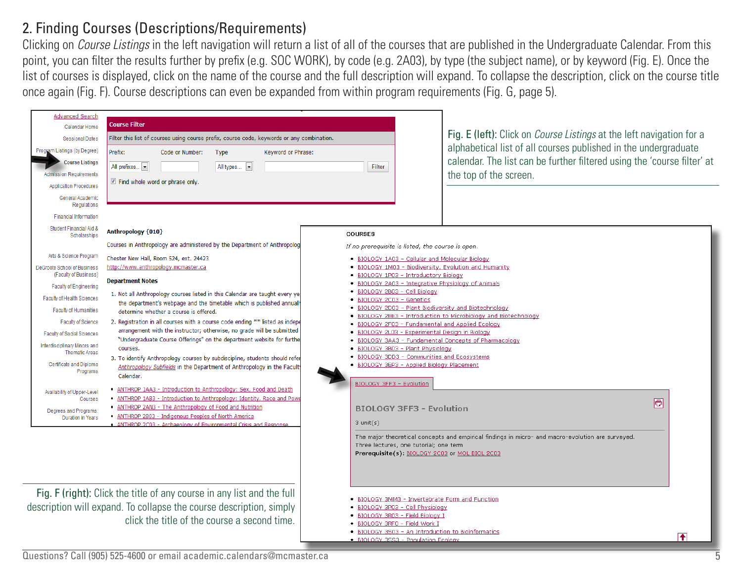## 2. Finding Courses (Descriptions/Requirements)

Clicking on *Course Listings* in the left navigation will return a list of all of the courses that are published in the Undergraduate Calendar. From this point, you can filter the results further by prefix (e.g. SOC WORK), by code (e.g. 2A03), by type (the subject name), or by keyword (Fig. E). Once the list of courses is displayed, click on the name of the course and the full description will expand. To collapse the description, click on the course title once again (Fig. F). Course descriptions can even be expanded from within program requirements (Fig. G, page 5).

Advanced Search
Calendar Home
Sessional Dates
Program Listings (by Degree)
Course Listings
Admission Requirements
Application Procedures
General Academic Regulations
Financial Information
Student Financial Aid & Scholarships
Arts & Science Program
DeGroote School of Business (Faculty of Business)
Faculty of Engineering
Faculty of Health Sciences
Faculty of Humanities
Faculty of Science
Faculty of Social Sciences
Interdisciplinary Minors and Thematic Areas
Certificate and Diploma Programs
Availability of Upper-Level Courses
Degrees and Programs: Duration in Years

**Course Filter**

Filter this list of courses using course prefix, course code, keywords or any combination.

Prefix: All prefixes... | Code or Number: | Type: All types... | Keyword or Phrase: | Filter

☑ Find whole word or phrase only.

**Anthropology {010}**

Courses in Anthropology are administered by the Department of Anthropolog

Chester New Hall, Room 524, ext. 24423
http://www.anthropology.mcmaster.ca

**Department Notes**

1. Not all Anthropology courses listed in this Calendar are taught every ye the department's webpage and the timetable which is published annuall determine whether a course is offered.
2. Registration in all courses with a course code ending ** listed as indepe arrangement with the instructor; otherwise, no grade will be submitted "Undergraduate Course Offerings" on the department website for furthe courses.
3. To identify Anthropology courses by subdiscipline, students should refe *Anthropology Subfields* in the Department of Anthropology in the Faculty Calendar.

- ANTHROP 1AA3 - Introduction to Anthropology: Sex, Food and Death
- ANTHROP 1AB3 - Introduction to Anthropology: Identity, Race and Powe
- ANTHROP 2AN3 - The Anthropology of Food and Nutrition
- ANTHROP 2B03 - Indigenous Peoples of North America
- ANTHROP 2C03 - Archaeology of Environmental Crisis and Response

Fig. E (left): Click on *Course Listings* at the left navigation for a alphabetical list of all courses published in the undergraduate calendar. The list can be further filtered using the 'course filter' at the top of the screen.

**COURSES**

*If no prerequisite is listed, the course is open.*

- BIOLOGY 1A03 - Cellular and Molecular Biology
- BIOLOGY 1M03 - Biodiversity, Evolution and Humanity
- BIOLOGY 1P03 - Introductory Biology
- BIOLOGY 2A03 - Integrative Physiology of Animals
- BIOLOGY 2B03 - Cell Biology
- BIOLOGY 2C03 - Genetics
- BIOLOGY 2D03 - Plant Biodiversity and Biotechnology
- BIOLOGY 2EE3 - Introduction to Microbiology and Biotechnology
- BIOLOGY 2F03 - Fundamental and Applied Ecology
- BIOLOGY 2L03 - Experimental Design in Biology
- BIOLOGY 3AA3 - Fundamental Concepts of Pharmacology
- BIOLOGY 3B03 - Plant Physiology
- BIOLOGY 3DD3 - Communities and Ecosystems
- BIOLOGY 3EP3 - Applied Biology Placement

BIOLOGY 3FF3 - Evolution

**BIOLOGY 3FF3 - Evolution**

3 unit(s)

The major theoretical concepts and empirical findings in micro- and macro-evolution are surveyed. Three lectures, one tutorial; one term
**Prerequisite(s):** BIOLOGY 2C03 or MOL BIOL 2C03

- BIOLOGY 3MM3 - Invertebrate Form and Function
- BIOLOGY 3P03 - Cell Physiology
- BIOLOGY 3R03 - Field Biology I
- BIOLOGY 3RF0 - Field Work I
- BIOLOGY 3S03 - An Introduction to Bioinformatics
- BIOLOGY 3SS3 - Population Ecology

Fig. F (right): Click the title of any course in any list and the full description will expand. To collapse the course description, simply click the title of the course a second time.

Questions? Call (905) 525-4600 or email academic.calendars@mcmaster.ca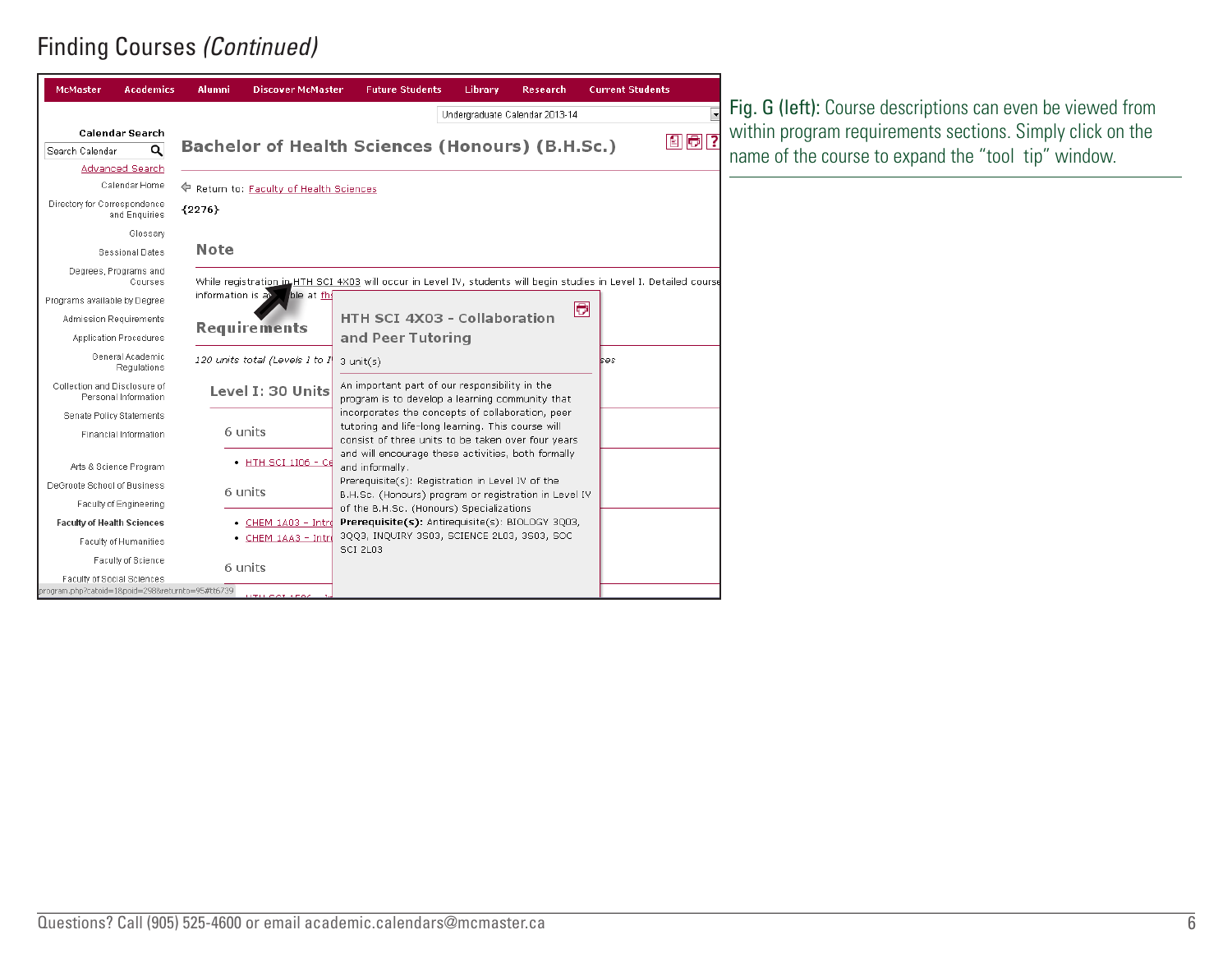# Finding Courses *(Continued)*

**Fig. G (left):** Course descriptions can even be viewed from within program requirements sections. Simply click on the name of the course to expand the "tool tip" window.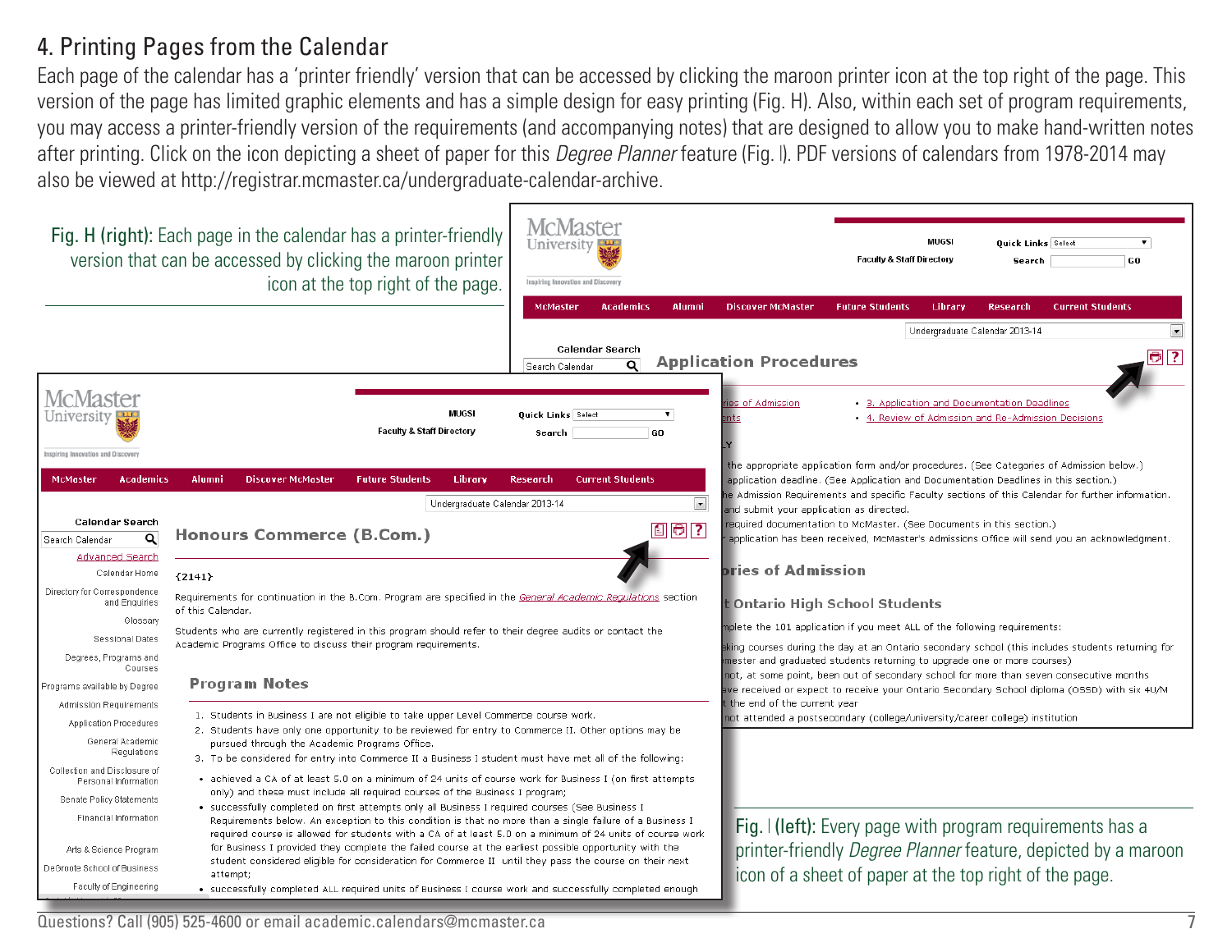## 4. Printing Pages from the Calendar

Each page of the calendar has a 'printer friendly' version that can be accessed by clicking the maroon printer icon at the top right of the page. This version of the page has limited graphic elements and has a simple design for easy printing (Fig. H). Also, within each set of program requirements, you may access a printer-friendly version of the requirements (and accompanying notes) that are designed to allow you to make hand-written notes after printing. Click on the icon depicting a sheet of paper for this *Degree Planner* feature (Fig. I). PDF versions of calendars from 1978-2014 may also be viewed at http://registrar.mcmaster.ca/undergraduate-calendar-archive.

Fig. H (right): Each page in the calendar has a printer-friendly version that can be accessed by clicking the maroon printer icon at the top right of the page.

Fig. I (left): Every page with program requirements has a printer-friendly *Degree Planner* feature, depicted by a maroon icon of a sheet of paper at the top right of the page.

Questions? Call (905) 525-4600 or email academic.calendars@mcmaster.ca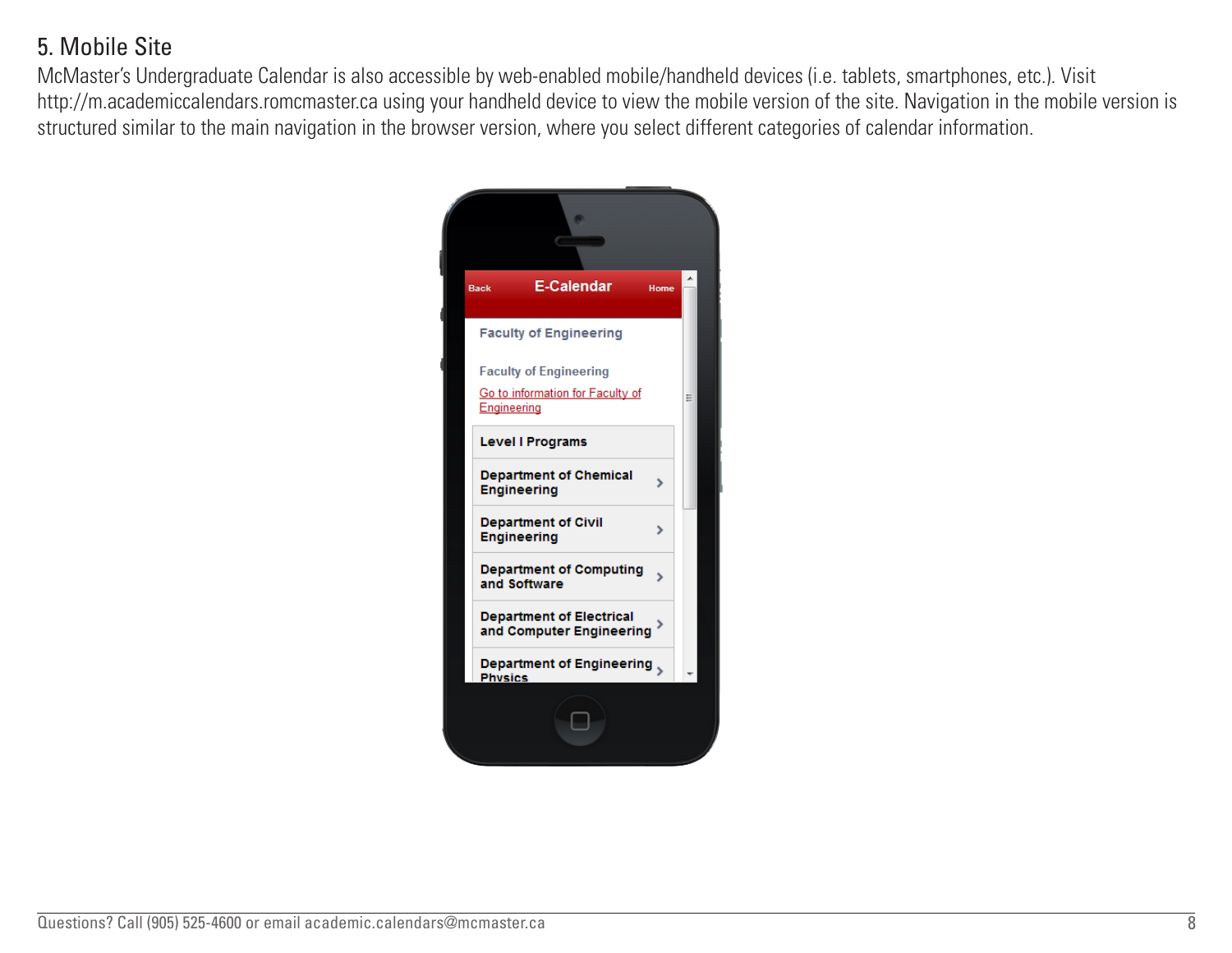## 5. Mobile Site

McMaster's Undergraduate Calendar is also accessible by web-enabled mobile/handheld devices (i.e. tablets, smartphones, etc.). Visit http://m.academiccalendars.romcmaster.ca using your handheld device to view the mobile version of the site. Navigation in the mobile version is structured similar to the main navigation in the browser version, where you select different categories of calendar information.

Back E-Calendar Home

Faculty of Engineering

Faculty of Engineering

Go to information for Faculty of Engineering

Level I Programs

Department of Chemical Engineering

Department of Civil Engineering

Department of Computing and Software

Department of Electrical and Computer Engineering

Department of Engineering Physics

Questions? Call (905) 525-4600 or email academic.calendars@mcmaster.ca